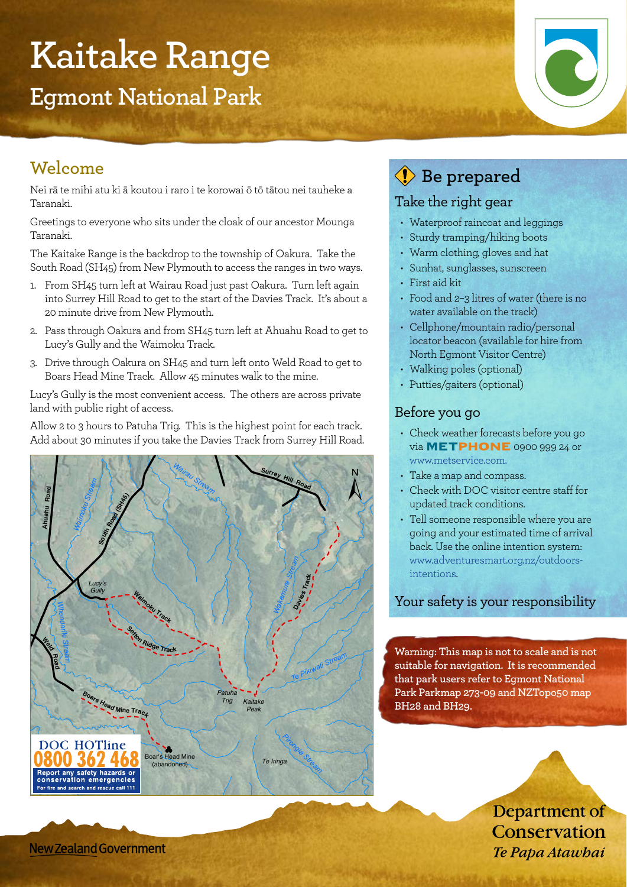# Kaitake Range

## Egmont National Park

## Welcome

Nei rā te mihi atu ki ā koutou i raro i te korowai ō tō tātou nei tauheke a Taranaki.

Greetings to everyone who sits under the cloak of our ancestor Mounga Taranaki.

The Kaitake Range is the backdrop to the township of Oakura. Take the South Road (SH45) from New Plymouth to access the ranges in two ways.

1. From SH45 turn left at Wairau Road just past Oakura. Turn left again into Surrey Hill Road to get to the start of the Davies Track. It's about a 20 minute drive from New Plymouth.
2. Pass through Oakura and from SH45 turn left at Ahuahu Road to get to Lucy's Gully and the Waimoku Track.
3. Drive through Oakura on SH45 and turn left onto Weld Road to get to Boars Head Mine Track. Allow 45 minutes walk to the mine.

Lucy's Gully is the most convenient access. The others are across private land with public right of access.

Allow 2 to 3 hours to Patuha Trig. This is the highest point for each track. Add about 30 minutes if you take the Davies Track from Surrey Hill Road.

Ahuahu Road, Waimoku Stream, South Road (SH45), Wairau Stream, Surrey Hill Road, N, Lucy's Gully, Waimoku Track, Wakamure Stream, Davies Track, Whenuariki Stream, Sefton Ridge Track, Weld Road, Te Pikiwati Stream, Boars Head Mine Track, Patuha Trig, Kaitake Peak, Boar's Head Mine (abandoned), Te Iringa, Pirongia Stream

**DOC HOTline 0800 362 468**
**Report any safety hazards or conservation emergencies**
**For fire and search and rescue call 111**

## Be prepared

### Take the right gear

- Waterproof raincoat and leggings
- Sturdy tramping/hiking boots
- Warm clothing, gloves and hat
- Sunhat, sunglasses, sunscreen
- First aid kit
- Food and 2–3 litres of water (there is no water available on the track)
- Cellphone/mountain radio/personal locator beacon (available for hire from North Egmont Visitor Centre)
- Walking poles (optional)
- Putties/gaiters (optional)

### Before you go

- Check weather forecasts before you go via METPHONE 0900 999 24 or www.metservice.com.
- Take a map and compass.
- Check with DOC visitor centre staff for updated track conditions.
- Tell someone responsible where you are going and your estimated time of arrival back. Use the online intention system: www.adventuresmart.org.nz/outdoors-intentions.

### Your safety is your responsibility

**Warning: This map is not to scale and is not suitable for navigation. It is recommended that park users refer to Egmont National Park Parkmap 273-09 and NZTopo50 map BH28 and BH29.**

New Zealand Government

Department of Conservation
*Te Papa Atawhai*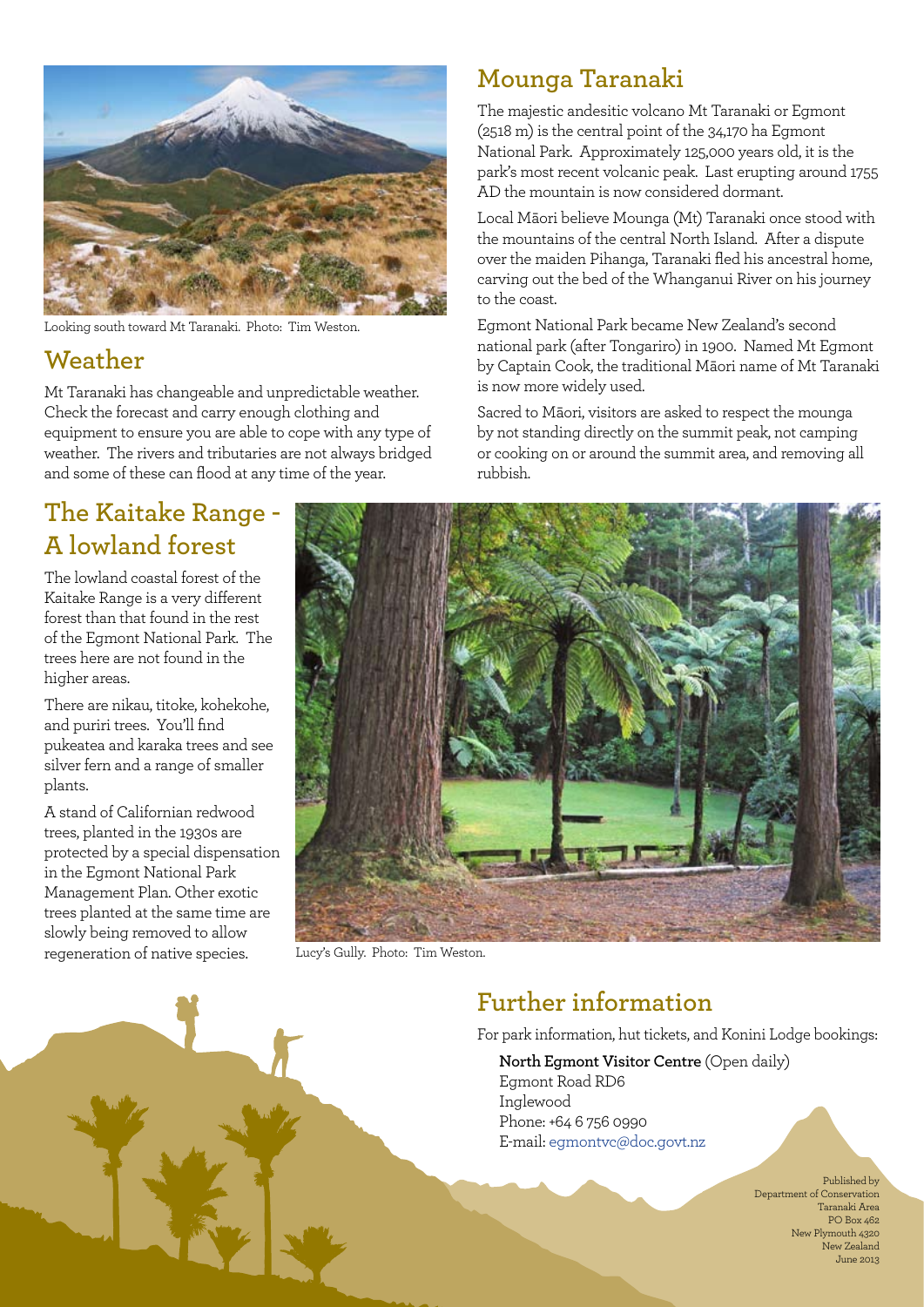Looking south toward Mt Taranaki. Photo: Tim Weston.

## Weather

Mt Taranaki has changeable and unpredictable weather. Check the forecast and carry enough clothing and equipment to ensure you are able to cope with any type of weather. The rivers and tributaries are not always bridged and some of these can flood at any time of the year.

## The Kaitake Range - A lowland forest

The lowland coastal forest of the Kaitake Range is a very different forest than that found in the rest of the Egmont National Park. The trees here are not found in the higher areas.

There are nikau, titoke, kohekohe, and puriri trees. You'll find pukeatea and karaka trees and see silver fern and a range of smaller plants.

A stand of Californian redwood trees, planted in the 1930s are protected by a special dispensation in the Egmont National Park Management Plan. Other exotic trees planted at the same time are slowly being removed to allow regeneration of native species.

## Mounga Taranaki

The majestic andesitic volcano Mt Taranaki or Egmont (2518 m) is the central point of the 34,170 ha Egmont National Park. Approximately 125,000 years old, it is the park's most recent volcanic peak. Last erupting around 1755 AD the mountain is now considered dormant.

Local Māori believe Mounga (Mt) Taranaki once stood with the mountains of the central North Island. After a dispute over the maiden Pihanga, Taranaki fled his ancestral home, carving out the bed of the Whanganui River on his journey to the coast.

Egmont National Park became New Zealand's second national park (after Tongariro) in 1900. Named Mt Egmont by Captain Cook, the traditional Māori name of Mt Taranaki is now more widely used.

Sacred to Māori, visitors are asked to respect the mounga by not standing directly on the summit peak, not camping or cooking on or around the summit area, and removing all rubbish.

Lucy's Gully. Photo: Tim Weston.

## Further information

For park information, hut tickets, and Konini Lodge bookings:

**North Egmont Visitor Centre** (Open daily)
Egmont Road RD6
Inglewood
Phone: +64 6 756 0990
E-mail: egmontvc@doc.govt.nz

Published by
Department of Conservation
Taranaki Area
PO Box 462
New Plymouth 4320
New Zealand
June 2013